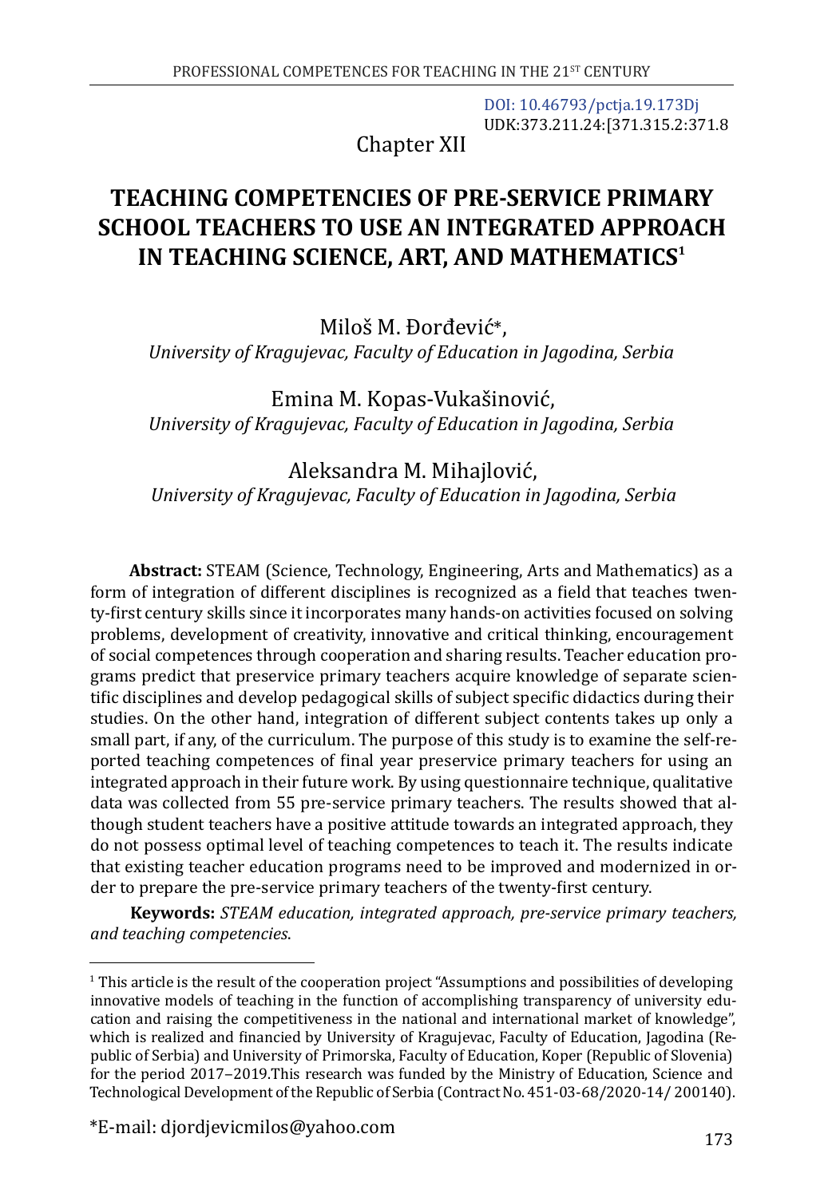DOI: 10.46793/pctja.19.173Dj
UDK:373.211.24:[371.315.2:371.8

Chapter XII

# TEACHING COMPETENCIES OF PRE-SERVICE PRIMARY SCHOOL TEACHERS TO USE AN INTEGRATED APPROACH IN TEACHING SCIENCE, ART, AND MATHEMATICS[1]

Miloš M. Đorđević*,
*University of Kragujevac, Faculty of Education in Jagodina, Serbia*

Emina M. Kopas-Vukašinović,
*University of Kragujevac, Faculty of Education in Jagodina, Serbia*

Aleksandra M. Mihajlović,
*University of Kragujevac, Faculty of Education in Jagodina, Serbia*

**Abstract:** STEAM (Science, Technology, Engineering, Arts and Mathematics) as a form of integration of different disciplines is recognized as a field that teaches twenty-first century skills since it incorporates many hands-on activities focused on solving problems, development of creativity, innovative and critical thinking, encouragement of social competences through cooperation and sharing results. Teacher education programs predict that preservice primary teachers acquire knowledge of separate scientific disciplines and develop pedagogical skills of subject specific didactics during their studies. On the other hand, integration of different subject contents takes up only a small part, if any, of the curriculum. The purpose of this study is to examine the self-reported teaching competences of final year preservice primary teachers for using an integrated approach in their future work. By using questionnaire technique, qualitative data was collected from 55 pre-service primary teachers. The results showed that although student teachers have a positive attitude towards an integrated approach, they do not possess optimal level of teaching competences to teach it. The results indicate that existing teacher education programs need to be improved and modernized in order to prepare the pre-service primary teachers of the twenty-first century.

**Keywords:** *STEAM education, integrated approach, pre-service primary teachers, and teaching competencies.*

---

[1] This article is the result of the cooperation project "Assumptions and possibilities of developing innovative models of teaching in the function of accomplishing transparency of university education and raising the competitiveness in the national and international market of knowledge", which is realized and financied by University of Kragujevac, Faculty of Education, Jagodina (Republic of Serbia) and University of Primorska, Faculty of Education, Koper (Republic of Slovenia) for the period 2017–2019.This research was funded by the Ministry of Education, Science and Technological Development of the Republic of Serbia (Contract No. 451-03-68/2020-14/ 200140).

*E-mail: djordjevicmilos@yahoo.com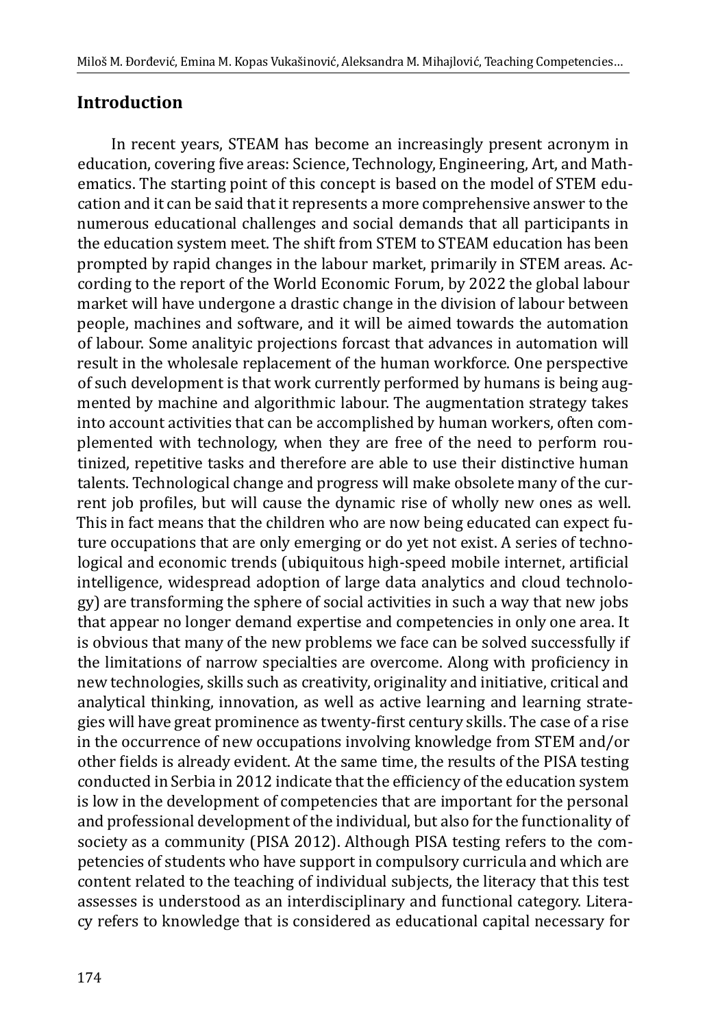## Introduction

In recent years, STEAM has become an increasingly present acronym in education, covering five areas: Science, Technology, Engineering, Art, and Mathematics. The starting point of this concept is based on the model of STEM education and it can be said that it represents a more comprehensive answer to the numerous educational challenges and social demands that all participants in the education system meet. The shift from STEM to STEAM education has been prompted by rapid changes in the labour market, primarily in STEM areas. According to the report of the World Economic Forum, by 2022 the global labour market will have undergone a drastic change in the division of labour between people, machines and software, and it will be aimed towards the automation of labour. Some analityic projections forcast that advances in automation will result in the wholesale replacement of the human workforce. One perspective of such development is that work currently performed by humans is being augmented by machine and algorithmic labour. The augmentation strategy takes into account activities that can be accomplished by human workers, often complemented with technology, when they are free of the need to perform routinized, repetitive tasks and therefore are able to use their distinctive human talents. Technological change and progress will make obsolete many of the current job profiles, but will cause the dynamic rise of wholly new ones as well. This in fact means that the children who are now being educated can expect future occupations that are only emerging or do yet not exist. A series of technological and economic trends (ubiquitous high-speed mobile internet, artificial intelligence, widespread adoption of large data analytics and cloud technology) are transforming the sphere of social activities in such a way that new jobs that appear no longer demand expertise and competencies in only one area. It is obvious that many of the new problems we face can be solved successfully if the limitations of narrow specialties are overcome. Along with proficiency in new technologies, skills such as creativity, originality and initiative, critical and analytical thinking, innovation, as well as active learning and learning strategies will have great prominence as twenty-first century skills. The case of a rise in the occurrence of new occupations involving knowledge from STEM and/or other fields is already evident. At the same time, the results of the PISA testing conducted in Serbia in 2012 indicate that the efficiency of the education system is low in the development of competencies that are important for the personal and professional development of the individual, but also for the functionality of society as a community (PISA 2012). Although PISA testing refers to the competencies of students who have support in compulsory curricula and which are content related to the teaching of individual subjects, the literacy that this test assesses is understood as an interdisciplinary and functional category. Literacy refers to knowledge that is considered as educational capital necessary for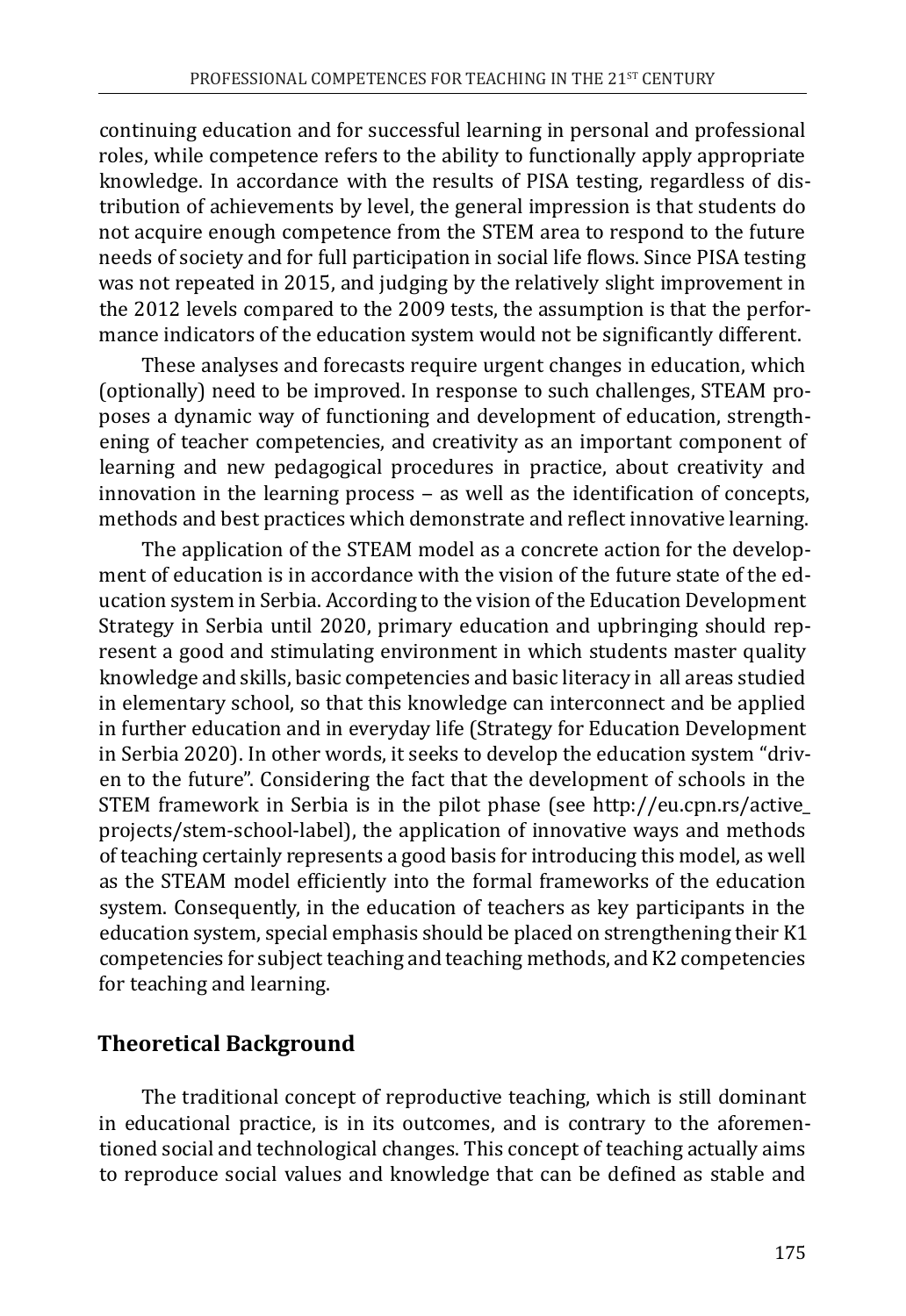continuing education and for successful learning in personal and professional roles, while competence refers to the ability to functionally apply appropriate knowledge. In accordance with the results of PISA testing, regardless of distribution of achievements by level, the general impression is that students do not acquire enough competence from the STEM area to respond to the future needs of society and for full participation in social life flows. Since PISA testing was not repeated in 2015, and judging by the relatively slight improvement in the 2012 levels compared to the 2009 tests, the assumption is that the performance indicators of the education system would not be significantly different.

These analyses and forecasts require urgent changes in education, which (optionally) need to be improved. In response to such challenges, STEAM proposes a dynamic way of functioning and development of education, strengthening of teacher competencies, and creativity as an important component of learning and new pedagogical procedures in practice, about creativity and innovation in the learning process – as well as the identification of concepts, methods and best practices which demonstrate and reflect innovative learning.

The application of the STEAM model as a concrete action for the development of education is in accordance with the vision of the future state of the education system in Serbia. According to the vision of the Education Development Strategy in Serbia until 2020, primary education and upbringing should represent a good and stimulating environment in which students master quality knowledge and skills, basic competencies and basic literacy in all areas studied in elementary school, so that this knowledge can interconnect and be applied in further education and in everyday life (Strategy for Education Development in Serbia 2020). In other words, it seeks to develop the education system "driven to the future". Considering the fact that the development of schools in the STEM framework in Serbia is in the pilot phase (see http://eu.cpn.rs/active_projects/stem-school-label), the application of innovative ways and methods of teaching certainly represents a good basis for introducing this model, as well as the STEAM model efficiently into the formal frameworks of the education system. Consequently, in the education of teachers as key participants in the education system, special emphasis should be placed on strengthening their K1 competencies for subject teaching and teaching methods, and K2 competencies for teaching and learning.

## Theoretical Background

The traditional concept of reproductive teaching, which is still dominant in educational practice, is in its outcomes, and is contrary to the aforementioned social and technological changes. This concept of teaching actually aims to reproduce social values and knowledge that can be defined as stable and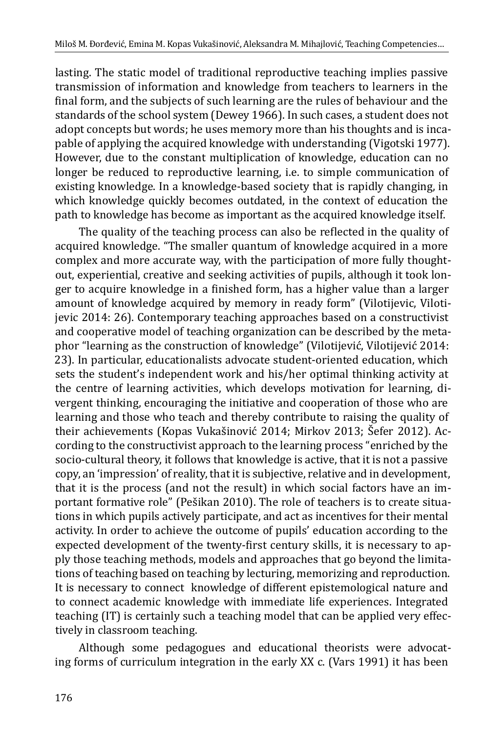lasting. The static model of traditional reproductive teaching implies passive transmission of information and knowledge from teachers to learners in the final form, and the subjects of such learning are the rules of behaviour and the standards of the school system (Dewey 1966). In such cases, a student does not adopt concepts but words; he uses memory more than his thoughts and is incapable of applying the acquired knowledge with understanding (Vigotski 1977). However, due to the constant multiplication of knowledge, education can no longer be reduced to reproductive learning, i.e. to simple communication of existing knowledge. In a knowledge-based society that is rapidly changing, in which knowledge quickly becomes outdated, in the context of education the path to knowledge has become as important as the acquired knowledge itself.

The quality of the teaching process can also be reflected in the quality of acquired knowledge. "The smaller quantum of knowledge acquired in a more complex and more accurate way, with the participation of more fully thought-out, experiential, creative and seeking activities of pupils, although it took longer to acquire knowledge in a finished form, has a higher value than a larger amount of knowledge acquired by memory in ready form" (Vilotijevic, Vilotijevic 2014: 26). Contemporary teaching approaches based on a constructivist and cooperative model of teaching organization can be described by the metaphor "learning as the construction of knowledge" (Vilotijević, Vilotijević 2014: 23). In particular, educationalists advocate student-oriented education, which sets the student's independent work and his/her optimal thinking activity at the centre of learning activities, which develops motivation for learning, divergent thinking, encouraging the initiative and cooperation of those who are learning and those who teach and thereby contribute to raising the quality of their achievements (Kopas Vukašinović 2014; Mirkov 2013; Šefer 2012). According to the constructivist approach to the learning process "enriched by the socio-cultural theory, it follows that knowledge is active, that it is not a passive copy, an 'impression' of reality, that it is subjective, relative and in development, that it is the process (and not the result) in which social factors have an important formative role" (Pešikan 2010). The role of teachers is to create situations in which pupils actively participate, and act as incentives for their mental activity. In order to achieve the outcome of pupils' education according to the expected development of the twenty-first century skills, it is necessary to apply those teaching methods, models and approaches that go beyond the limitations of teaching based on teaching by lecturing, memorizing and reproduction. It is necessary to connect knowledge of different epistemological nature and to connect academic knowledge with immediate life experiences. Integrated teaching (IT) is certainly such a teaching model that can be applied very effectively in classroom teaching.

Although some pedagogues and educational theorists were advocating forms of curriculum integration in the early XX c. (Vars 1991) it has been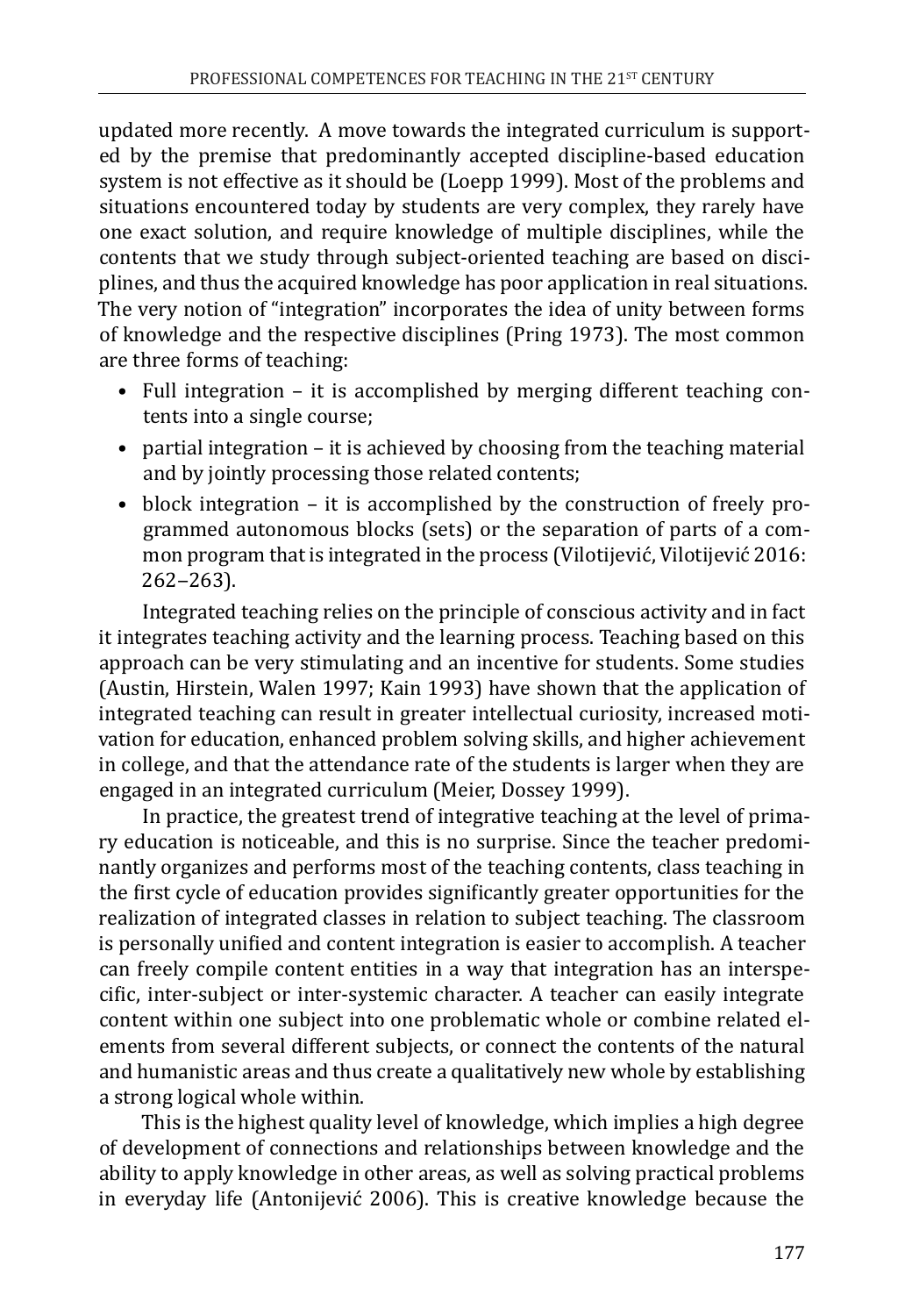updated more recently. A move towards the integrated curriculum is supported by the premise that predominantly accepted discipline-based education system is not effective as it should be (Loepp 1999). Most of the problems and situations encountered today by students are very complex, they rarely have one exact solution, and require knowledge of multiple disciplines, while the contents that we study through subject-oriented teaching are based on disciplines, and thus the acquired knowledge has poor application in real situations. The very notion of "integration" incorporates the idea of unity between forms of knowledge and the respective disciplines (Pring 1973). The most common are three forms of teaching:

- Full integration – it is accomplished by merging different teaching contents into a single course;
- partial integration – it is achieved by choosing from the teaching material and by jointly processing those related contents;
- block integration – it is accomplished by the construction of freely programmed autonomous blocks (sets) or the separation of parts of a common program that is integrated in the process (Vilotijević, Vilotijević 2016: 262–263).

Integrated teaching relies on the principle of conscious activity and in fact it integrates teaching activity and the learning process. Teaching based on this approach can be very stimulating and an incentive for students. Some studies (Austin, Hirstein, Walen 1997; Kain 1993) have shown that the application of integrated teaching can result in greater intellectual curiosity, increased motivation for education, enhanced problem solving skills, and higher achievement in college, and that the attendance rate of the students is larger when they are engaged in an integrated curriculum (Meier, Dossey 1999).

In practice, the greatest trend of integrative teaching at the level of primary education is noticeable, and this is no surprise. Since the teacher predominantly organizes and performs most of the teaching contents, class teaching in the first cycle of education provides significantly greater opportunities for the realization of integrated classes in relation to subject teaching. The classroom is personally unified and content integration is easier to accomplish. A teacher can freely compile content entities in a way that integration has an interspecific, inter-subject or inter-systemic character. A teacher can easily integrate content within one subject into one problematic whole or combine related elements from several different subjects, or connect the contents of the natural and humanistic areas and thus create a qualitatively new whole by establishing a strong logical whole within.

This is the highest quality level of knowledge, which implies a high degree of development of connections and relationships between knowledge and the ability to apply knowledge in other areas, as well as solving practical problems in everyday life (Antonijević 2006). This is creative knowledge because the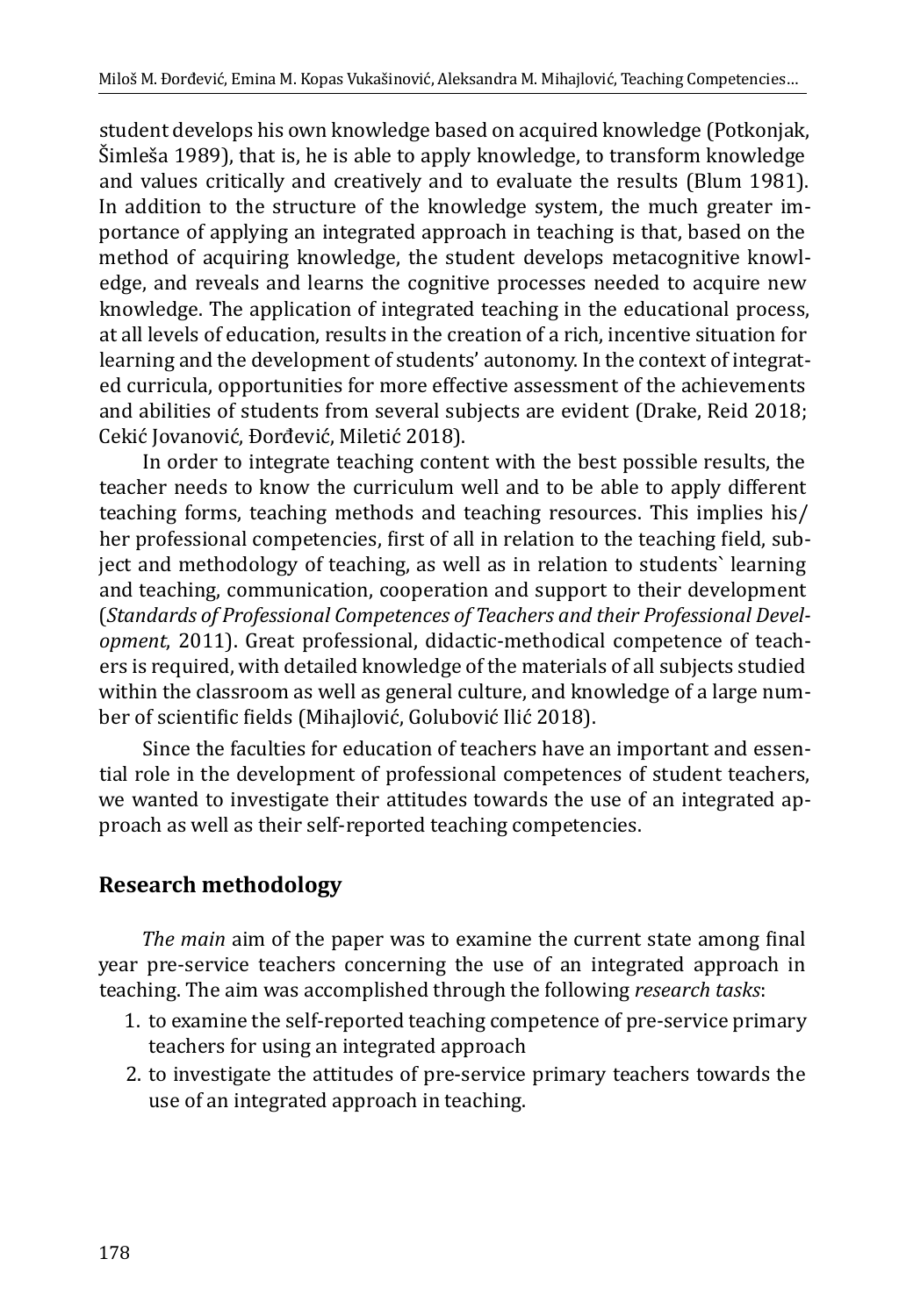student develops his own knowledge based on acquired knowledge (Potkonjak, Šimleša 1989), that is, he is able to apply knowledge, to transform knowledge and values critically and creatively and to evaluate the results (Blum 1981). In addition to the structure of the knowledge system, the much greater importance of applying an integrated approach in teaching is that, based on the method of acquiring knowledge, the student develops metacognitive knowledge, and reveals and learns the cognitive processes needed to acquire new knowledge. The application of integrated teaching in the educational process, at all levels of education, results in the creation of a rich, incentive situation for learning and the development of students' autonomy. In the context of integrated curricula, opportunities for more effective assessment of the achievements and abilities of students from several subjects are evident (Drake, Reid 2018; Cekić Jovanović, Đorđević, Miletić 2018).

In order to integrate teaching content with the best possible results, the teacher needs to know the curriculum well and to be able to apply different teaching forms, teaching methods and teaching resources. This implies his/her professional competencies, first of all in relation to the teaching field, subject and methodology of teaching, as well as in relation to students` learning and teaching, communication, cooperation and support to their development (*Standards of Professional Competences of Teachers and their Professional Development*, 2011). Great professional, didactic-methodical competence of teachers is required, with detailed knowledge of the materials of all subjects studied within the classroom as well as general culture, and knowledge of a large number of scientific fields (Mihajlović, Golubović Ilić 2018).

Since the faculties for education of teachers have an important and essential role in the development of professional competences of student teachers, we wanted to investigate their attitudes towards the use of an integrated approach as well as their self-reported teaching competencies.

## Research methodology

*The main* aim of the paper was to examine the current state among final year pre-service teachers concerning the use of an integrated approach in teaching. The aim was accomplished through the following *research tasks*:

1. to examine the self-reported teaching competence of pre-service primary teachers for using an integrated approach
2. to investigate the attitudes of pre-service primary teachers towards the use of an integrated approach in teaching.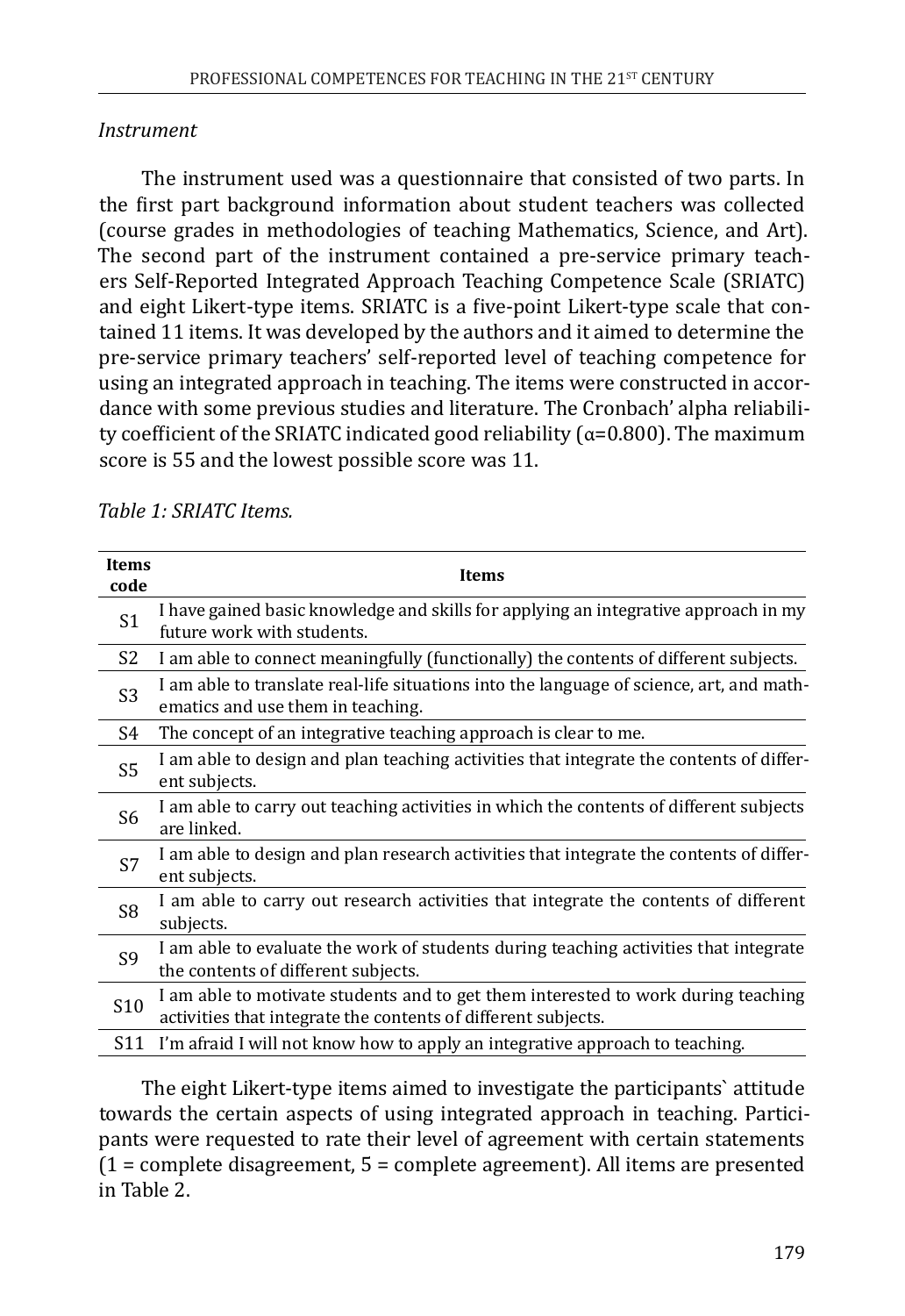*Instrument*

The instrument used was a questionnaire that consisted of two parts. In the first part background information about student teachers was collected (course grades in methodologies of teaching Mathematics, Science, and Art). The second part of the instrument contained a pre-service primary teachers Self-Reported Integrated Approach Teaching Competence Scale (SRIATC) and eight Likert-type items. SRIATC is a five-point Likert-type scale that contained 11 items. It was developed by the authors and it aimed to determine the pre-service primary teachers' self-reported level of teaching competence for using an integrated approach in teaching. The items were constructed in accordance with some previous studies and literature. The Cronbach' alpha reliability coefficient of the SRIATC indicated good reliability (α=0.800). The maximum score is 55 and the lowest possible score was 11.

*Table 1: SRIATC Items.*

| Items code | Items |
|---|---|
| S1 | I have gained basic knowledge and skills for applying an integrative approach in my future work with students. |
| S2 | I am able to connect meaningfully (functionally) the contents of different subjects. |
| S3 | I am able to translate real-life situations into the language of science, art, and mathematics and use them in teaching. |
| S4 | The concept of an integrative teaching approach is clear to me. |
| S5 | I am able to design and plan teaching activities that integrate the contents of different subjects. |
| S6 | I am able to carry out teaching activities in which the contents of different subjects are linked. |
| S7 | I am able to design and plan research activities that integrate the contents of different subjects. |
| S8 | I am able to carry out research activities that integrate the contents of different subjects. |
| S9 | I am able to evaluate the work of students during teaching activities that integrate the contents of different subjects. |
| S10 | I am able to motivate students and to get them interested to work during teaching activities that integrate the contents of different subjects. |
| S11 | I'm afraid I will not know how to apply an integrative approach to teaching. |

The eight Likert-type items aimed to investigate the participants` attitude towards the certain aspects of using integrated approach in teaching. Participants were requested to rate their level of agreement with certain statements (1 = complete disagreement, 5 = complete agreement). All items are presented in Table 2.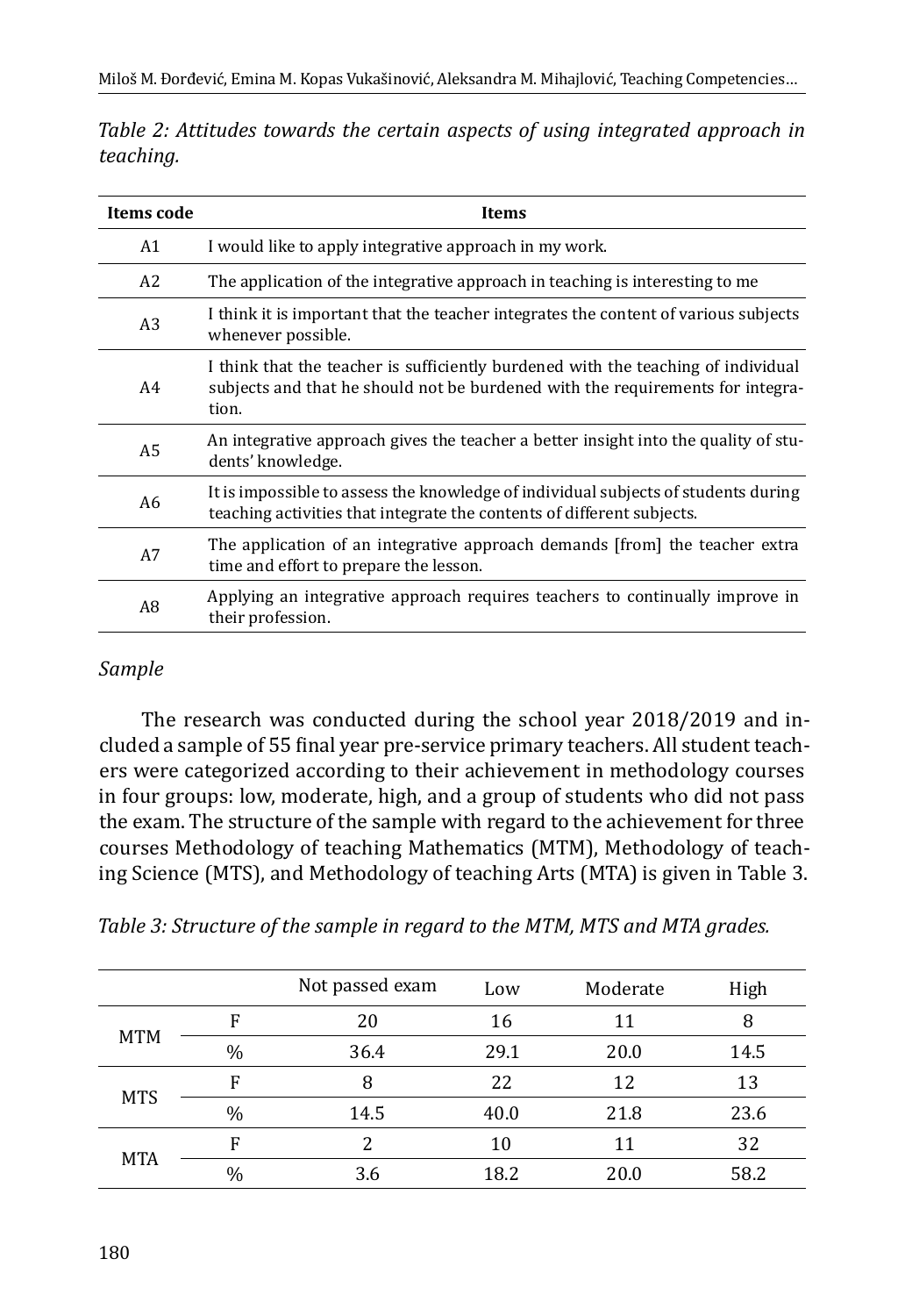*Table 2: Attitudes towards the certain aspects of using integrated approach in teaching.*

| Items code | Items |
|---|---|
| A1 | I would like to apply integrative approach in my work. |
| A2 | The application of the integrative approach in teaching is interesting to me |
| A3 | I think it is important that the teacher integrates the content of various subjects whenever possible. |
| A4 | I think that the teacher is sufficiently burdened with the teaching of individual subjects and that he should not be burdened with the requirements for integration. |
| A5 | An integrative approach gives the teacher a better insight into the quality of students' knowledge. |
| A6 | It is impossible to assess the knowledge of individual subjects of students during teaching activities that integrate the contents of different subjects. |
| A7 | The application of an integrative approach demands [from] the teacher extra time and effort to prepare the lesson. |
| A8 | Applying an integrative approach requires teachers to continually improve in their profession. |

*Sample*

The research was conducted during the school year 2018/2019 and included a sample of 55 final year pre-service primary teachers. All student teachers were categorized according to their achievement in methodology courses in four groups: low, moderate, high, and a group of students who did not pass the exam. The structure of the sample with regard to the achievement for three courses Methodology of teaching Mathematics (MTM), Methodology of teaching Science (MTS), and Methodology of teaching Arts (MTA) is given in Table 3.

*Table 3: Structure of the sample in regard to the MTM, MTS and MTA grades.*

| | | Not passed exam | Low | Moderate | High |
|---|---|---|---|---|---|
| MTM | F | 20 | 16 | 11 | 8 |
| | % | 36.4 | 29.1 | 20.0 | 14.5 |
| MTS | F | 8 | 22 | 12 | 13 |
| | % | 14.5 | 40.0 | 21.8 | 23.6 |
| MTA | F | 2 | 10 | 11 | 32 |
| | % | 3.6 | 18.2 | 20.0 | 58.2 |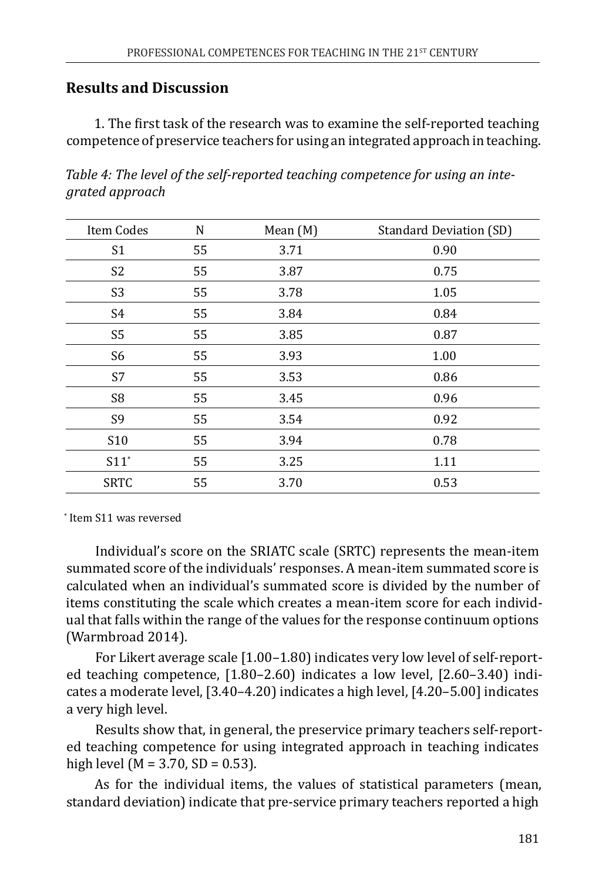## Results and Discussion

1. The first task of the research was to examine the self-reported teaching competence of preservice teachers for using an integrated approach in teaching.

*Table 4: The level of the self-reported teaching competence for using an integrated approach*

| Item Codes | N | Mean (M) | Standard Deviation (SD) |
|---|---|---|---|
| S1 | 55 | 3.71 | 0.90 |
| S2 | 55 | 3.87 | 0.75 |
| S3 | 55 | 3.78 | 1.05 |
| S4 | 55 | 3.84 | 0.84 |
| S5 | 55 | 3.85 | 0.87 |
| S6 | 55 | 3.93 | 1.00 |
| S7 | 55 | 3.53 | 0.86 |
| S8 | 55 | 3.45 | 0.96 |
| S9 | 55 | 3.54 | 0.92 |
| S10 | 55 | 3.94 | 0.78 |
| S11* | 55 | 3.25 | 1.11 |
| SRTC | 55 | 3.70 | 0.53 |

* Item S11 was reversed

Individual's score on the SRIATC scale (SRTC) represents the mean-item summated score of the individuals' responses. A mean-item summated score is calculated when an individual's summated score is divided by the number of items constituting the scale which creates a mean-item score for each individual that falls within the range of the values for the response continuum options (Warmbroad 2014).

For Likert average scale [1.00–1.80) indicates very low level of self-reported teaching competence, [1.80–2.60) indicates a low level, [2.60–3.40) indicates a moderate level, [3.40–4.20) indicates a high level, [4.20–5.00] indicates a very high level.

Results show that, in general, the preservice primary teachers self-reported teaching competence for using integrated approach in teaching indicates high level (M = 3.70, SD = 0.53).

As for the individual items, the values of statistical parameters (mean, standard deviation) indicate that pre-service primary teachers reported a high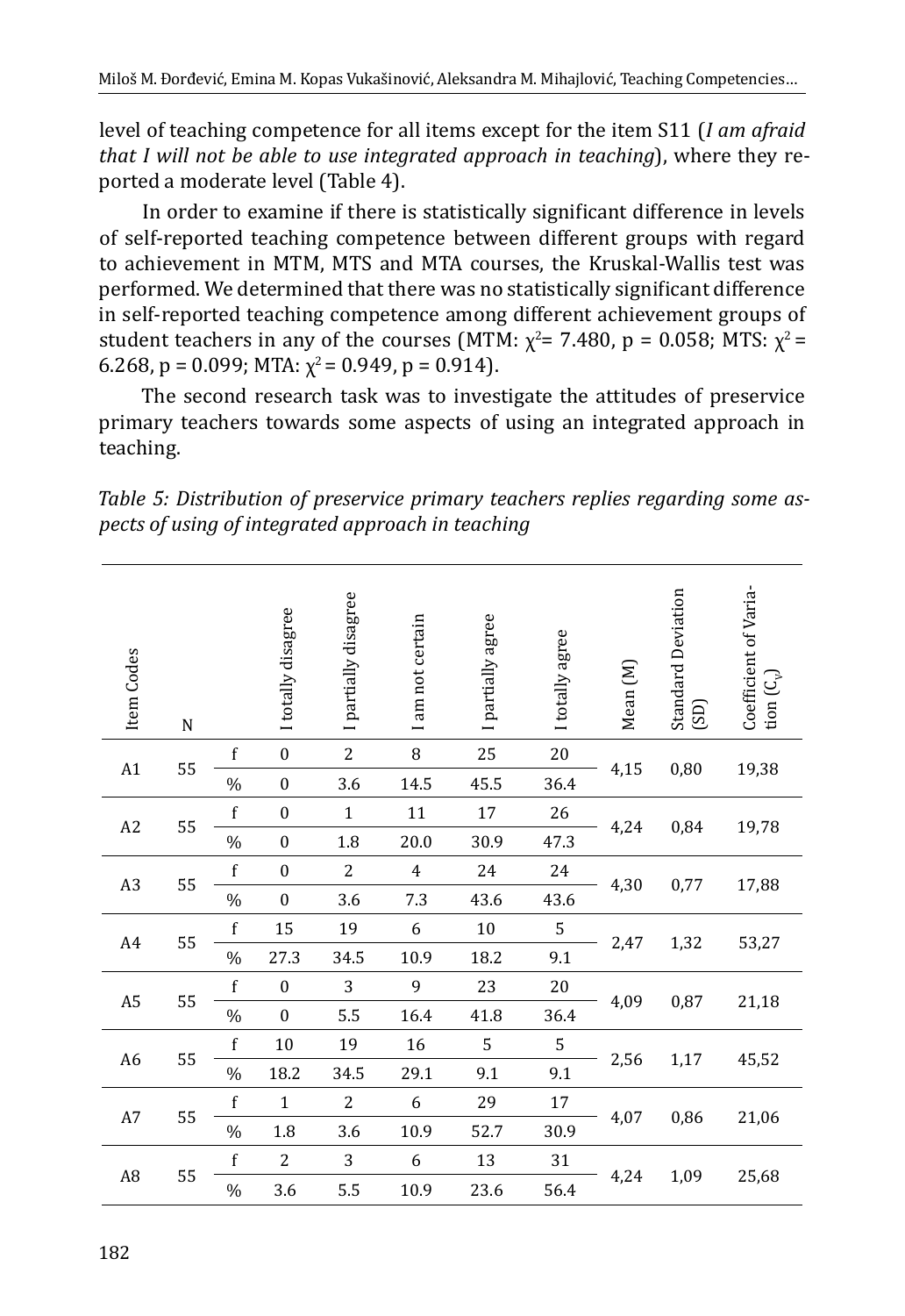level of teaching competence for all items except for the item S11 (*I am afraid that I will not be able to use integrated approach in teaching*), where they reported a moderate level (Table 4).

In order to examine if there is statistically significant difference in levels of self-reported teaching competence between different groups with regard to achievement in MTM, MTS and MTA courses, the Kruskal-Wallis test was performed. We determined that there was no statistically significant difference in self-reported teaching competence among different achievement groups of student teachers in any of the courses (MTM: $\chi^2$= 7.480, p = 0.058; MTS: $\chi^2$ = 6.268, p = 0.099; MTA: $\chi^2$ = 0.949, p = 0.914).

The second research task was to investigate the attitudes of preservice primary teachers towards some aspects of using an integrated approach in teaching.

*Table 5: Distribution of preservice primary teachers replies regarding some aspects of using of integrated approach in teaching*

| Item Codes | N | | I totally disagree | I partially disagree | I am not certain | I partially agree | I totally agree | Mean (M) | Standard Deviation (SD) | Coefficient of Variation ($C_v$) |
|---|---|---|---|---|---|---|---|---|---|---|
| A1 | 55 | f | 0 | 2 | 8 | 25 | 20 | 4,15 | 0,80 | 19,38 |
| | | % | 0 | 3.6 | 14.5 | 45.5 | 36.4 | | | |
| A2 | 55 | f | 0 | 1 | 11 | 17 | 26 | 4,24 | 0,84 | 19,78 |
| | | % | 0 | 1.8 | 20.0 | 30.9 | 47.3 | | | |
| A3 | 55 | f | 0 | 2 | 4 | 24 | 24 | 4,30 | 0,77 | 17,88 |
| | | % | 0 | 3.6 | 7.3 | 43.6 | 43.6 | | | |
| A4 | 55 | f | 15 | 19 | 6 | 10 | 5 | 2,47 | 1,32 | 53,27 |
| | | % | 27.3 | 34.5 | 10.9 | 18.2 | 9.1 | | | |
| A5 | 55 | f | 0 | 3 | 9 | 23 | 20 | 4,09 | 0,87 | 21,18 |
| | | % | 0 | 5.5 | 16.4 | 41.8 | 36.4 | | | |
| A6 | 55 | f | 10 | 19 | 16 | 5 | 5 | 2,56 | 1,17 | 45,52 |
| | | % | 18.2 | 34.5 | 29.1 | 9.1 | 9.1 | | | |
| A7 | 55 | f | 1 | 2 | 6 | 29 | 17 | 4,07 | 0,86 | 21,06 |
| | | % | 1.8 | 3.6 | 10.9 | 52.7 | 30.9 | | | |
| A8 | 55 | f | 2 | 3 | 6 | 13 | 31 | 4,24 | 1,09 | 25,68 |
| | | % | 3.6 | 5.5 | 10.9 | 23.6 | 56.4 | | | |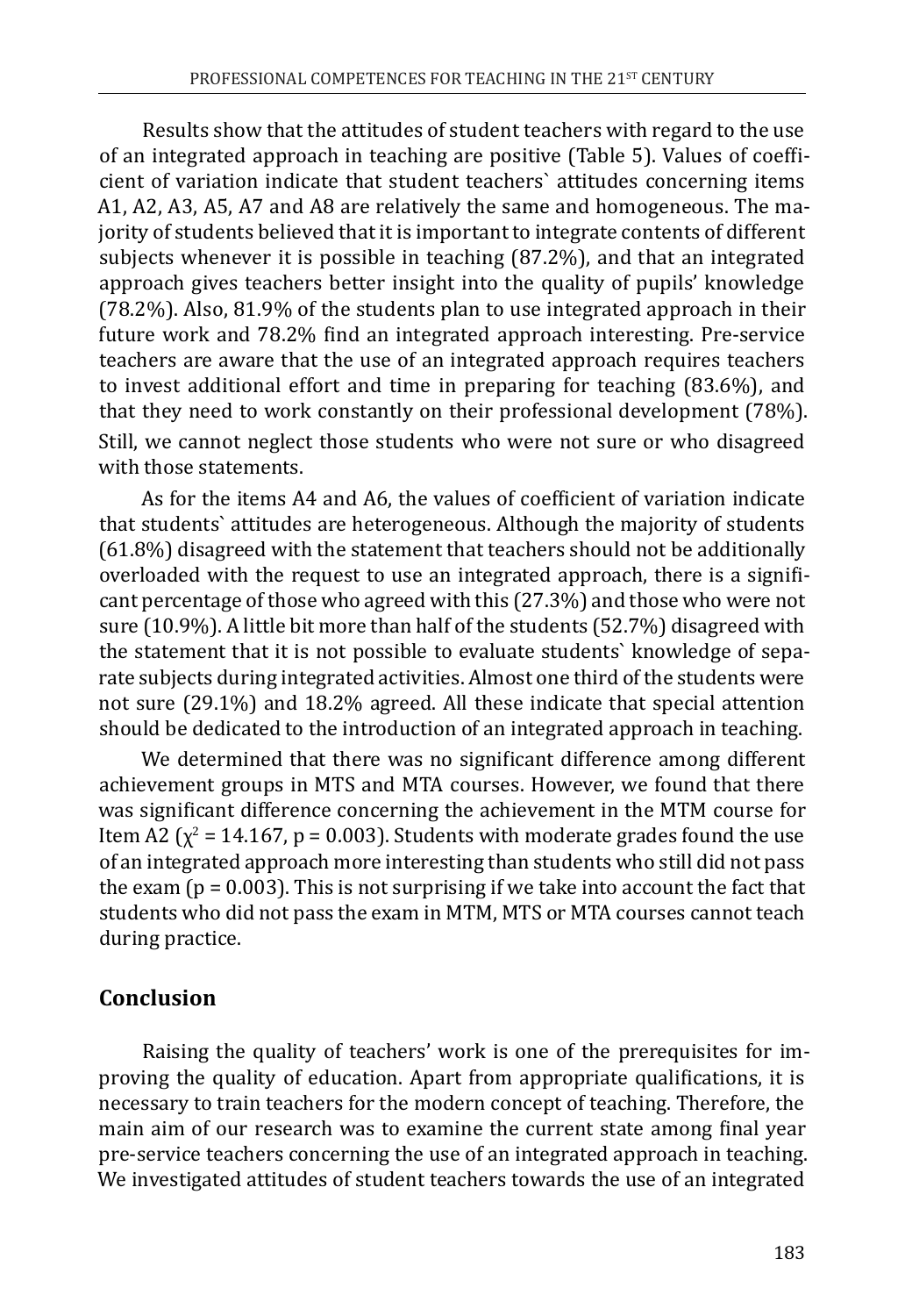Results show that the attitudes of student teachers with regard to the use of an integrated approach in teaching are positive (Table 5). Values of coefficient of variation indicate that student teachers` attitudes concerning items A1, A2, A3, A5, A7 and A8 are relatively the same and homogeneous. The majority of students believed that it is important to integrate contents of different subjects whenever it is possible in teaching (87.2%), and that an integrated approach gives teachers better insight into the quality of pupils' knowledge (78.2%). Also, 81.9% of the students plan to use integrated approach in their future work and 78.2% find an integrated approach interesting. Pre-service teachers are aware that the use of an integrated approach requires teachers to invest additional effort and time in preparing for teaching (83.6%), and that they need to work constantly on their professional development (78%). Still, we cannot neglect those students who were not sure or who disagreed with those statements.

As for the items A4 and A6, the values of coefficient of variation indicate that students` attitudes are heterogeneous. Although the majority of students (61.8%) disagreed with the statement that teachers should not be additionally overloaded with the request to use an integrated approach, there is a significant percentage of those who agreed with this (27.3%) and those who were not sure (10.9%). A little bit more than half of the students (52.7%) disagreed with the statement that it is not possible to evaluate students` knowledge of separate subjects during integrated activities. Almost one third of the students were not sure (29.1%) and 18.2% agreed. All these indicate that special attention should be dedicated to the introduction of an integrated approach in teaching.

We determined that there was no significant difference among different achievement groups in MTS and MTA courses. However, we found that there was significant difference concerning the achievement in the MTM course for Item A2 ($\chi^2 = 14.167$, $p = 0.003$). Students with moderate grades found the use of an integrated approach more interesting than students who still did not pass the exam ($p = 0.003$). This is not surprising if we take into account the fact that students who did not pass the exam in MTM, MTS or MTA courses cannot teach during practice.

## Conclusion

Raising the quality of teachers' work is one of the prerequisites for improving the quality of education. Apart from appropriate qualifications, it is necessary to train teachers for the modern concept of teaching. Therefore, the main aim of our research was to examine the current state among final year pre-service teachers concerning the use of an integrated approach in teaching. We investigated attitudes of student teachers towards the use of an integrated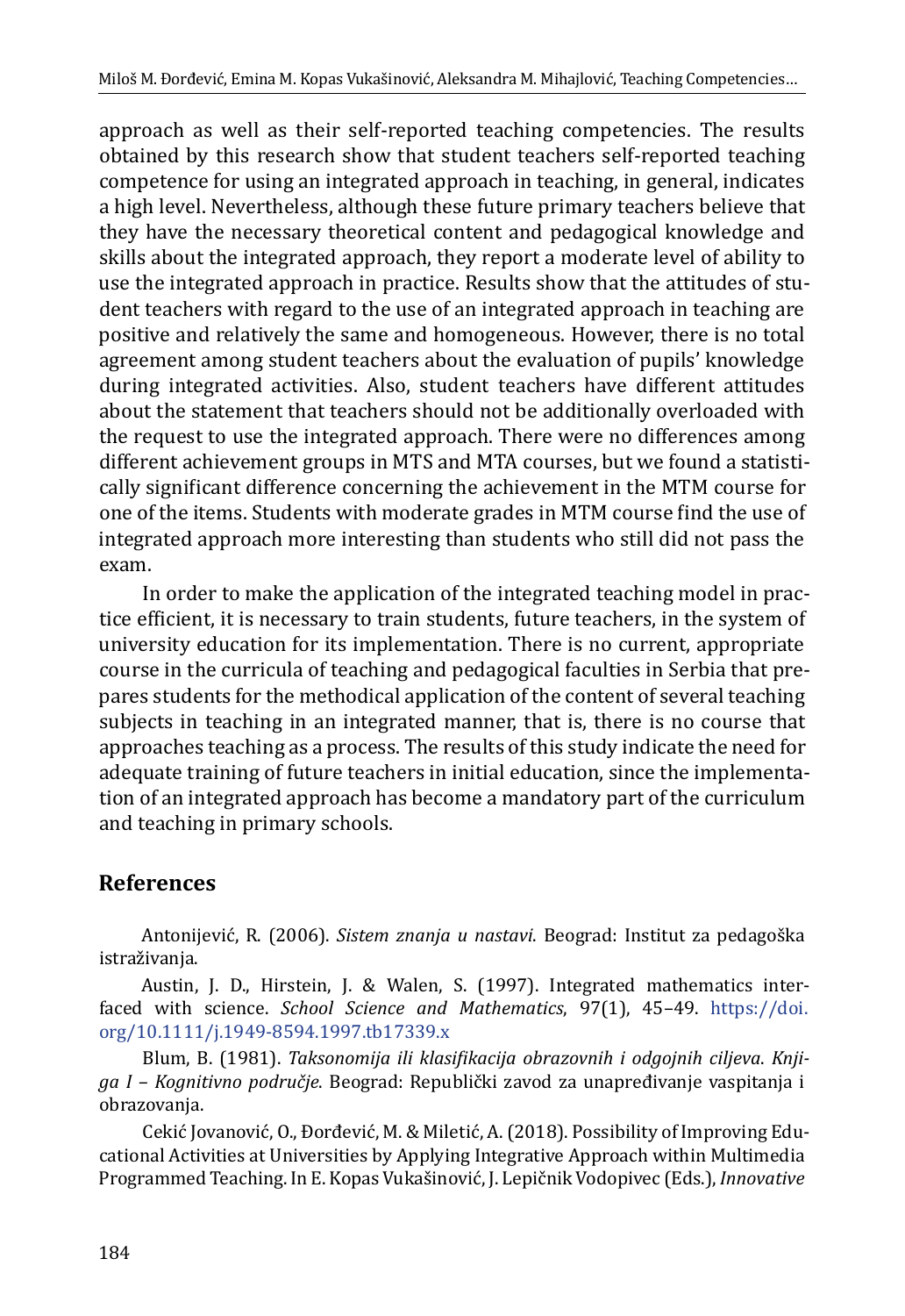approach as well as their self-reported teaching competencies. The results obtained by this research show that student teachers self-reported teaching competence for using an integrated approach in teaching, in general, indicates a high level. Nevertheless, although these future primary teachers believe that they have the necessary theoretical content and pedagogical knowledge and skills about the integrated approach, they report a moderate level of ability to use the integrated approach in practice. Results show that the attitudes of student teachers with regard to the use of an integrated approach in teaching are positive and relatively the same and homogeneous. However, there is no total agreement among student teachers about the evaluation of pupils' knowledge during integrated activities. Also, student teachers have different attitudes about the statement that teachers should not be additionally overloaded with the request to use the integrated approach. There were no differences among different achievement groups in MTS and MTA courses, but we found a statistically significant difference concerning the achievement in the MTM course for one of the items. Students with moderate grades in MTM course find the use of integrated approach more interesting than students who still did not pass the exam.

In order to make the application of the integrated teaching model in practice efficient, it is necessary to train students, future teachers, in the system of university education for its implementation. There is no current, appropriate course in the curricula of teaching and pedagogical faculties in Serbia that prepares students for the methodical application of the content of several teaching subjects in teaching in an integrated manner, that is, there is no course that approaches teaching as a process. The results of this study indicate the need for adequate training of future teachers in initial education, since the implementation of an integrated approach has become a mandatory part of the curriculum and teaching in primary schools.

## References

Antonijević, R. (2006). *Sistem znanja u nastavi*. Beograd: Institut za pedagoška istraživanja.

Austin, J. D., Hirstein, J. & Walen, S. (1997). Integrated mathematics interfaced with science. *School Science and Mathematics*, 97(1), 45–49. https://doi.org/10.1111/j.1949-8594.1997.tb17339.x

Blum, B. (1981). *Taksonomija ili klasifikacija obrazovnih i odgojnih ciljeva. Knjiga I – Kognitivno područje*. Beograd: Republički zavod za unapređivanje vaspitanja i obrazovanja.

Cekić Jovanović, O., Đorđević, M. & Miletić, A. (2018). Possibility of Improving Educational Activities at Universities by Applying Integrative Approach within Multimedia Programmed Teaching. In E. Kopas Vukašinović, J. Lepičnik Vodopivec (Eds.), *Innovative*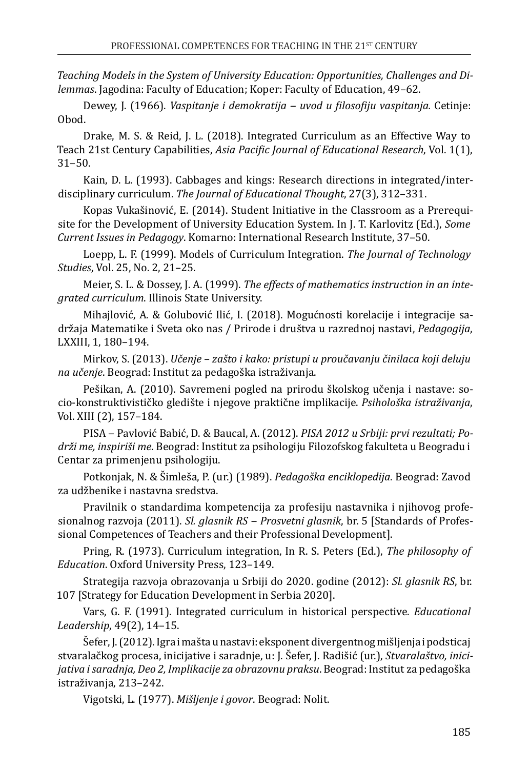*Teaching Models in the System of University Education: Opportunities, Challenges and Dilemmas*. Jagodina: Faculty of Education; Koper: Faculty of Education, 49–62.

Dewey, J. (1966). *Vaspitanje i demokratija – uvod u filosofiju vaspitanja.* Cetinje: Obod.

Drake, M. S. & Reid, J. L. (2018). Integrated Curriculum as an Effective Way to Teach 21st Century Capabilities, *Asia Pacific Journal of Educational Research*, Vol. 1(1), 31–50.

Kain, D. L. (1993). Cabbages and kings: Research directions in integrated/interdisciplinary curriculum. *The Journal of Educational Thought*, 27(3), 312–331.

Kopas Vukašinović, E. (2014). Student Initiative in the Classroom as a Prerequisite for the Development of University Education System. In J. T. Karlovitz (Ed.), *Some Current Issues in Pedagogy*. Komarno: International Research Institute, 37–50.

Loepp, L. F. (1999). Models of Curriculum Integration. *The Journal of Technology Studies*, Vol. 25, No. 2, 21–25.

Meier, S. L. & Dossey, J. A. (1999). *The effects of mathematics instruction in an integrated curriculum*. Illinois State University.

Mihajlović, A. & Golubović Ilić, I. (2018). Mogućnosti korelacije i integracije sadržaja Matematike i Sveta oko nas / Prirode i društva u razrednoj nastavi, *Pedagogija*, LXXIII, 1, 180–194.

Mirkov, S. (2013). *Učenje – zašto i kako: pristupi u proučavanju činilaca koji deluju na učenje*. Beograd: Institut za pedagoška istraživanja.

Pešikan, A. (2010). Savremeni pogled na prirodu školskog učenja i nastave: socio-konstruktivističko gledište i njegove praktične implikacije. *Psihološka istraživanja*, Vol. XIII (2), 157–184.

PISA – Pavlović Babić, D. & Baucal, A. (2012). *PISA 2012 u Srbiji: prvi rezultati; Podrži me, inspiriši me*. Beograd: Institut za psihologiju Filozofskog fakulteta u Beogradu i Centar za primenjenu psihologiju.

Potkonjak, N. & Šimleša, P. (ur.) (1989). *Pedagoška enciklopedija*. Beograd: Zavod za udžbenike i nastavna sredstva.

Pravilnik o standardima kompetencija za profesiju nastavnika i njihovog profesionalnog razvoja (2011). *Sl. glasnik RS – Prosvetni glasnik*, br. 5 [Standards of Professional Competences of Teachers and their Professional Development].

Pring, R. (1973). Curriculum integration, In R. S. Peters (Ed.), *The philosophy of Education*. Oxford University Press, 123–149.

Strategija razvoja obrazovanja u Srbiji do 2020. godine (2012): *Sl. glasnik RS*, br. 107 [Strategy for Education Development in Serbia 2020].

Vars, G. F. (1991). Integrated curriculum in historical perspective. *Educational Leadership*, 49(2), 14–15.

Šefer, J. (2012). Igra i mašta u nastavi: eksponent divergentnog mišljenja i podsticaj stvaralačkog procesa, inicijative i saradnje, u: J. Šefer, J. Radišić (ur.), *Stvaralaštvo, inicijativa i saradnja, Deo 2, Implikacije za obrazovnu praksu*. Beograd: Institut za pedagoška istraživanja, 213–242.

Vigotski, L. (1977). *Mišljenje i govor*. Beograd: Nolit.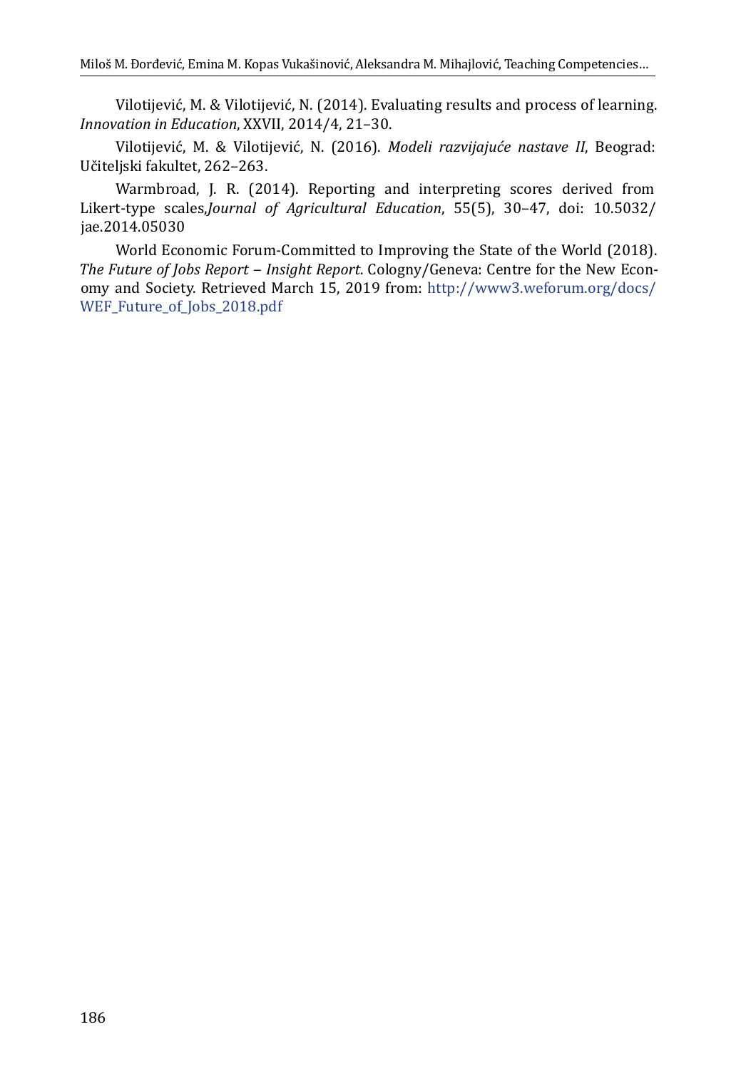Vilotijević, M. & Vilotijević, N. (2014). Evaluating results and process of learning. *Innovation in Education*, XXVII, 2014/4, 21–30.

Vilotijević, M. & Vilotijević, N. (2016). *Modeli razvijajuće nastave II*, Beograd: Učiteljski fakultet, 262–263.

Warmbroad, J. R. (2014). Reporting and interpreting scores derived from Likert-type scales,*Journal of Agricultural Education*, 55(5), 30–47, doi: 10.5032/jae.2014.05030

World Economic Forum-Committed to Improving the State of the World (2018). *The Future of Jobs Report – Insight Report*. Cologny/Geneva: Centre for the New Economy and Society. Retrieved March 15, 2019 from: http://www3.weforum.org/docs/WEF_Future_of_Jobs_2018.pdf